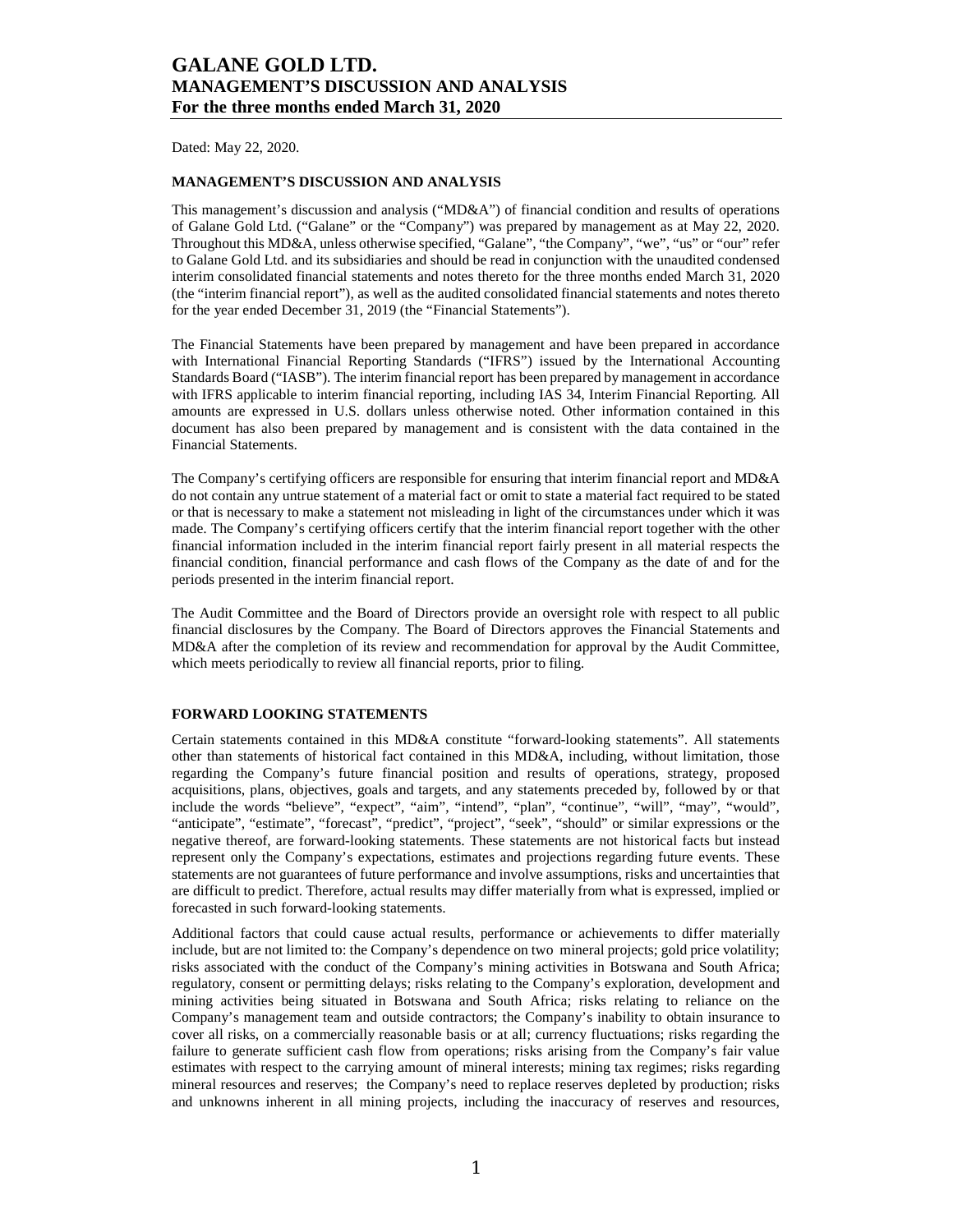# GALANE GOLD LTD.
# MANAGEMENT'S DISCUSSION AND ANALYSIS
# For the three months ended March 31, 2020

Dated: May 22, 2020.

## MANAGEMENT'S DISCUSSION AND ANALYSIS

This management's discussion and analysis ("MD&A") of financial condition and results of operations of Galane Gold Ltd. ("Galane" or the "Company") was prepared by management as at May 22, 2020. Throughout this MD&A, unless otherwise specified, "Galane", "the Company", "we", "us" or "our" refer to Galane Gold Ltd. and its subsidiaries and should be read in conjunction with the unaudited condensed interim consolidated financial statements and notes thereto for the three months ended March 31, 2020 (the "interim financial report"), as well as the audited consolidated financial statements and notes thereto for the year ended December 31, 2019 (the "Financial Statements").

The Financial Statements have been prepared by management and have been prepared in accordance with International Financial Reporting Standards ("IFRS") issued by the International Accounting Standards Board ("IASB"). The interim financial report has been prepared by management in accordance with IFRS applicable to interim financial reporting, including IAS 34, Interim Financial Reporting. All amounts are expressed in U.S. dollars unless otherwise noted. Other information contained in this document has also been prepared by management and is consistent with the data contained in the Financial Statements.

The Company's certifying officers are responsible for ensuring that interim financial report and MD&A do not contain any untrue statement of a material fact or omit to state a material fact required to be stated or that is necessary to make a statement not misleading in light of the circumstances under which it was made. The Company's certifying officers certify that the interim financial report together with the other financial information included in the interim financial report fairly present in all material respects the financial condition, financial performance and cash flows of the Company as the date of and for the periods presented in the interim financial report.

The Audit Committee and the Board of Directors provide an oversight role with respect to all public financial disclosures by the Company. The Board of Directors approves the Financial Statements and MD&A after the completion of its review and recommendation for approval by the Audit Committee, which meets periodically to review all financial reports, prior to filing.

## FORWARD LOOKING STATEMENTS

Certain statements contained in this MD&A constitute "forward-looking statements". All statements other than statements of historical fact contained in this MD&A, including, without limitation, those regarding the Company's future financial position and results of operations, strategy, proposed acquisitions, plans, objectives, goals and targets, and any statements preceded by, followed by or that include the words "believe", "expect", "aim", "intend", "plan", "continue", "will", "may", "would", "anticipate", "estimate", "forecast", "predict", "project", "seek", "should" or similar expressions or the negative thereof, are forward-looking statements. These statements are not historical facts but instead represent only the Company's expectations, estimates and projections regarding future events. These statements are not guarantees of future performance and involve assumptions, risks and uncertainties that are difficult to predict. Therefore, actual results may differ materially from what is expressed, implied or forecasted in such forward-looking statements.

Additional factors that could cause actual results, performance or achievements to differ materially include, but are not limited to: the Company's dependence on two mineral projects; gold price volatility; risks associated with the conduct of the Company's mining activities in Botswana and South Africa; regulatory, consent or permitting delays; risks relating to the Company's exploration, development and mining activities being situated in Botswana and South Africa; risks relating to reliance on the Company's management team and outside contractors; the Company's inability to obtain insurance to cover all risks, on a commercially reasonable basis or at all; currency fluctuations; risks regarding the failure to generate sufficient cash flow from operations; risks arising from the Company's fair value estimates with respect to the carrying amount of mineral interests; mining tax regimes; risks regarding mineral resources and reserves; the Company's need to replace reserves depleted by production; risks and unknowns inherent in all mining projects, including the inaccuracy of reserves and resources,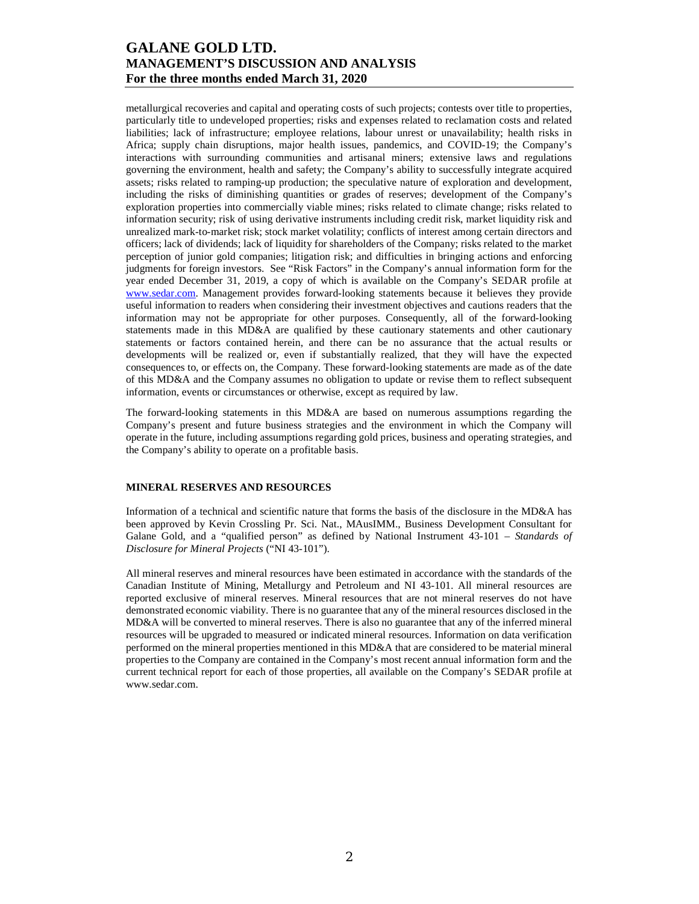metallurgical recoveries and capital and operating costs of such projects; contests over title to properties, particularly title to undeveloped properties; risks and expenses related to reclamation costs and related liabilities; lack of infrastructure; employee relations, labour unrest or unavailability; health risks in Africa; supply chain disruptions, major health issues, pandemics, and COVID-19; the Company's interactions with surrounding communities and artisanal miners; extensive laws and regulations governing the environment, health and safety; the Company's ability to successfully integrate acquired assets; risks related to ramping-up production; the speculative nature of exploration and development, including the risks of diminishing quantities or grades of reserves; development of the Company's exploration properties into commercially viable mines; risks related to climate change; risks related to information security; risk of using derivative instruments including credit risk, market liquidity risk and unrealized mark-to-market risk; stock market volatility; conflicts of interest among certain directors and officers; lack of dividends; lack of liquidity for shareholders of the Company; risks related to the market perception of junior gold companies; litigation risk; and difficulties in bringing actions and enforcing judgments for foreign investors. See "Risk Factors" in the Company's annual information form for the year ended December 31, 2019, a copy of which is available on the Company's SEDAR profile at www.sedar.com. Management provides forward-looking statements because it believes they provide useful information to readers when considering their investment objectives and cautions readers that the information may not be appropriate for other purposes. Consequently, all of the forward-looking statements made in this MD&A are qualified by these cautionary statements and other cautionary statements or factors contained herein, and there can be no assurance that the actual results or developments will be realized or, even if substantially realized, that they will have the expected consequences to, or effects on, the Company. These forward-looking statements are made as of the date of this MD&A and the Company assumes no obligation to update or revise them to reflect subsequent information, events or circumstances or otherwise, except as required by law.

The forward-looking statements in this MD&A are based on numerous assumptions regarding the Company's present and future business strategies and the environment in which the Company will operate in the future, including assumptions regarding gold prices, business and operating strategies, and the Company's ability to operate on a profitable basis.

## MINERAL RESERVES AND RESOURCES

Information of a technical and scientific nature that forms the basis of the disclosure in the MD&A has been approved by Kevin Crossling Pr. Sci. Nat., MAusIMM., Business Development Consultant for Galane Gold, and a "qualified person" as defined by National Instrument 43-101 – *Standards of Disclosure for Mineral Projects* ("NI 43-101").

All mineral reserves and mineral resources have been estimated in accordance with the standards of the Canadian Institute of Mining, Metallurgy and Petroleum and NI 43-101. All mineral resources are reported exclusive of mineral reserves. Mineral resources that are not mineral reserves do not have demonstrated economic viability. There is no guarantee that any of the mineral resources disclosed in the MD&A will be converted to mineral reserves. There is also no guarantee that any of the inferred mineral resources will be upgraded to measured or indicated mineral resources. Information on data verification performed on the mineral properties mentioned in this MD&A that are considered to be material mineral properties to the Company are contained in the Company's most recent annual information form and the current technical report for each of those properties, all available on the Company's SEDAR profile at www.sedar.com.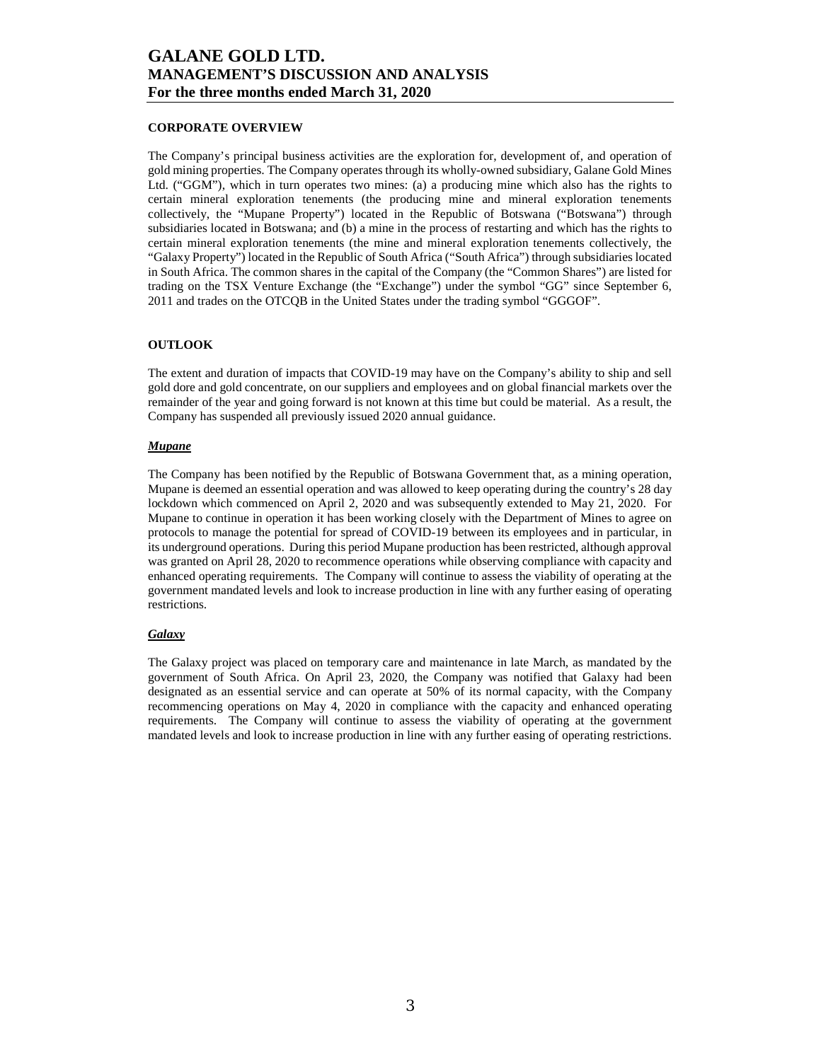## CORPORATE OVERVIEW

The Company's principal business activities are the exploration for, development of, and operation of gold mining properties. The Company operates through its wholly-owned subsidiary, Galane Gold Mines Ltd. ("GGM"), which in turn operates two mines: (a) a producing mine which also has the rights to certain mineral exploration tenements (the producing mine and mineral exploration tenements collectively, the "Mupane Property") located in the Republic of Botswana ("Botswana") through subsidiaries located in Botswana; and (b) a mine in the process of restarting and which has the rights to certain mineral exploration tenements (the mine and mineral exploration tenements collectively, the "Galaxy Property") located in the Republic of South Africa ("South Africa") through subsidiaries located in South Africa. The common shares in the capital of the Company (the "Common Shares") are listed for trading on the TSX Venture Exchange (the "Exchange") under the symbol "GG" since September 6, 2011 and trades on the OTCQB in the United States under the trading symbol "GGGOF".

## OUTLOOK

The extent and duration of impacts that COVID-19 may have on the Company's ability to ship and sell gold dore and gold concentrate, on our suppliers and employees and on global financial markets over the remainder of the year and going forward is not known at this time but could be material. As a result, the Company has suspended all previously issued 2020 annual guidance.

### ***Mupane***

The Company has been notified by the Republic of Botswana Government that, as a mining operation, Mupane is deemed an essential operation and was allowed to keep operating during the country's 28 day lockdown which commenced on April 2, 2020 and was subsequently extended to May 21, 2020. For Mupane to continue in operation it has been working closely with the Department of Mines to agree on protocols to manage the potential for spread of COVID-19 between its employees and in particular, in its underground operations. During this period Mupane production has been restricted, although approval was granted on April 28, 2020 to recommence operations while observing compliance with capacity and enhanced operating requirements. The Company will continue to assess the viability of operating at the government mandated levels and look to increase production in line with any further easing of operating restrictions.

### ***Galaxy***

The Galaxy project was placed on temporary care and maintenance in late March, as mandated by the government of South Africa. On April 23, 2020, the Company was notified that Galaxy had been designated as an essential service and can operate at 50% of its normal capacity, with the Company recommencing operations on May 4, 2020 in compliance with the capacity and enhanced operating requirements. The Company will continue to assess the viability of operating at the government mandated levels and look to increase production in line with any further easing of operating restrictions.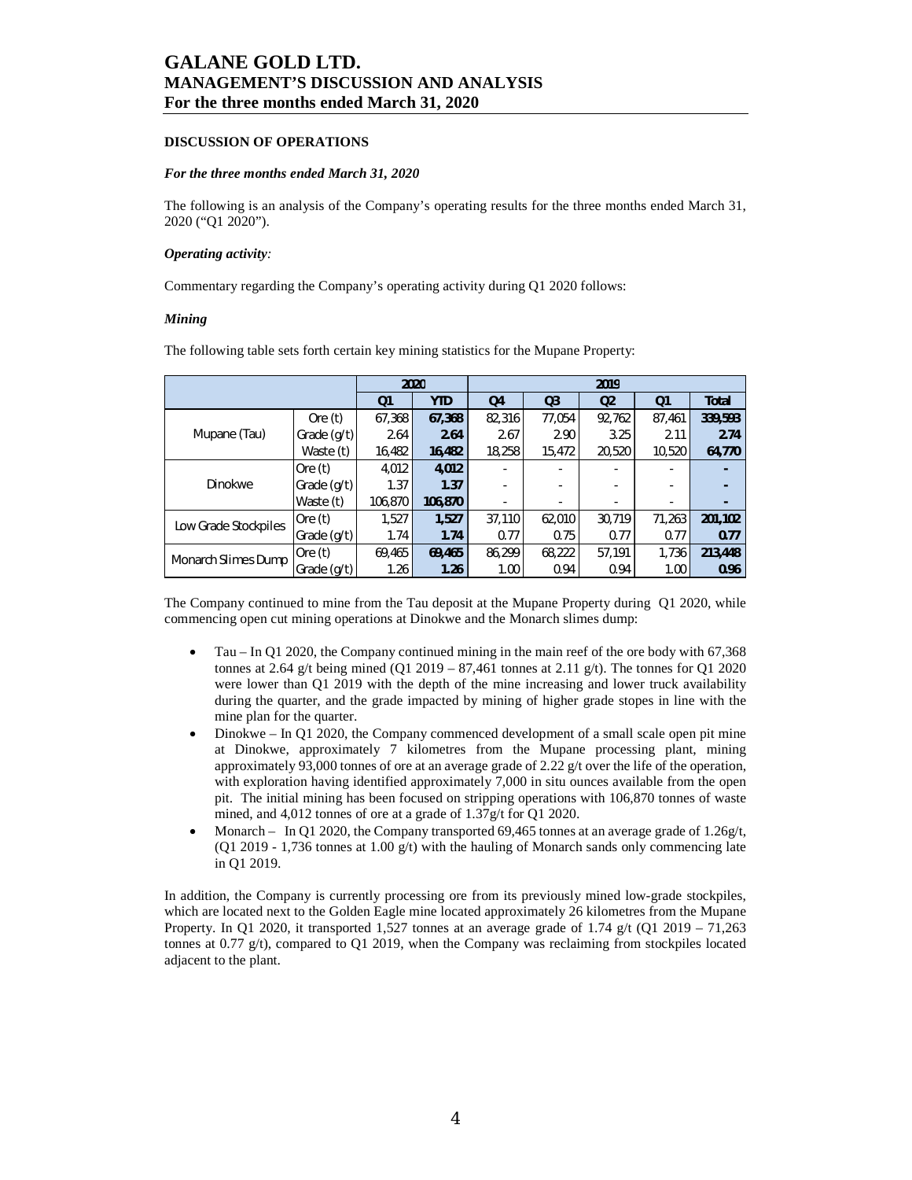## DISCUSSION OF OPERATIONS

### *For the three months ended March 31, 2020*

The following is an analysis of the Company's operating results for the three months ended March 31, 2020 ("Q1 2020").

### *Operating activity:*

Commentary regarding the Company's operating activity during Q1 2020 follows:

### *Mining*

The following table sets forth certain key mining statistics for the Mupane Property:

| | | 2020 | | 2019 | | | | |
|---|---|---|---|---|---|---|---|---|
| | | Q1 | YTD | Q4 | Q3 | Q2 | Q1 | Total |
| Mupane (Tau) | Ore (t) | 67,368 | **67,368** | 82,316 | 77,054 | 92,762 | 87,461 | **339,593** |
| | Grade (g/t) | 2.64 | **2.64** | 2.67 | 2.90 | 3.25 | 2.11 | **2.74** |
| | Waste (t) | 16,482 | **16,482** | 18,258 | 15,472 | 20,520 | 10,520 | **64,770** |
| Dinokwe | Ore (t) | 4,012 | **4,012** | - | - | - | - | **-** |
| | Grade (g/t) | 1.37 | **1.37** | - | - | - | - | **-** |
| | Waste (t) | 106,870 | **106,870** | - | - | - | - | **-** |
| Low Grade Stockpiles | Ore (t) | 1,527 | **1,527** | 37,110 | 62,010 | 30,719 | 71,263 | **201,102** |
| | Grade (g/t) | 1.74 | **1.74** | 0.77 | 0.75 | 0.77 | 0.77 | **0.77** |
| Monarch Slimes Dump | Ore (t) | 69,465 | **69,465** | 86,299 | 68,222 | 57,191 | 1,736 | **213,448** |
| | Grade (g/t) | 1.26 | **1.26** | 1.00 | 0.94 | 0.94 | 1.00 | **0.96** |

The Company continued to mine from the Tau deposit at the Mupane Property during Q1 2020, while commencing open cut mining operations at Dinokwe and the Monarch slimes dump:

- Tau – In Q1 2020, the Company continued mining in the main reef of the ore body with 67,368 tonnes at 2.64 g/t being mined (Q1 2019 – 87,461 tonnes at 2.11 g/t). The tonnes for Q1 2020 were lower than Q1 2019 with the depth of the mine increasing and lower truck availability during the quarter, and the grade impacted by mining of higher grade stopes in line with the mine plan for the quarter.
- Dinokwe – In Q1 2020, the Company commenced development of a small scale open pit mine at Dinokwe, approximately 7 kilometres from the Mupane processing plant, mining approximately 93,000 tonnes of ore at an average grade of 2.22 g/t over the life of the operation, with exploration having identified approximately 7,000 in situ ounces available from the open pit. The initial mining has been focused on stripping operations with 106,870 tonnes of waste mined, and 4,012 tonnes of ore at a grade of 1.37g/t for Q1 2020.
- Monarch – In Q1 2020, the Company transported 69,465 tonnes at an average grade of 1.26g/t, (Q1 2019 - 1,736 tonnes at 1.00 g/t) with the hauling of Monarch sands only commencing late in Q1 2019.

In addition, the Company is currently processing ore from its previously mined low-grade stockpiles, which are located next to the Golden Eagle mine located approximately 26 kilometres from the Mupane Property. In Q1 2020, it transported 1,527 tonnes at an average grade of 1.74 g/t (Q1 2019 – 71,263 tonnes at 0.77 g/t), compared to Q1 2019, when the Company was reclaiming from stockpiles located adjacent to the plant.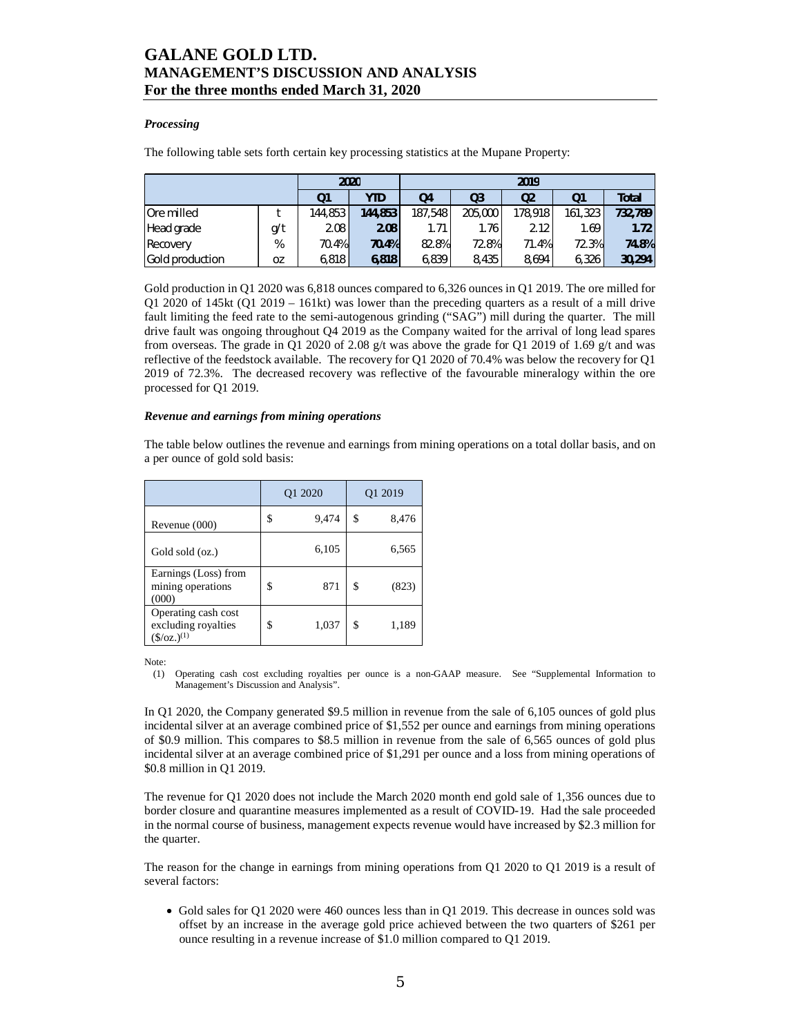### *Processing*

The following table sets forth certain key processing statistics at the Mupane Property:

| | | 2020 | | 2019 | | | | |
|---|---|---|---|---|---|---|---|---|
| | | Q1 | YTD | Q4 | Q3 | Q2 | Q1 | Total |
| Ore milled | t | 144,853 | **144,853** | 187,548 | 205,000 | 178,918 | 161,323 | **732,789** |
| Head grade | g/t | 2.08 | **2.08** | 1.71 | 1.76 | 2.12 | 1.69 | **1.72** |
| Recovery | % | 70.4% | **70.4%** | 82.8% | 72.8% | 71.4% | 72.3% | **74.8%** |
| Gold production | oz | 6,818 | **6,818** | 6,839 | 8,435 | 8,694 | 6,326 | **30,294** |

Gold production in Q1 2020 was 6,818 ounces compared to 6,326 ounces in Q1 2019. The ore milled for Q1 2020 of 145kt (Q1 2019 – 161kt) was lower than the preceding quarters as a result of a mill drive fault limiting the feed rate to the semi-autogenous grinding ("SAG") mill during the quarter. The mill drive fault was ongoing throughout Q4 2019 as the Company waited for the arrival of long lead spares from overseas. The grade in Q1 2020 of 2.08 g/t was above the grade for Q1 2019 of 1.69 g/t and was reflective of the feedstock available. The recovery for Q1 2020 of 70.4% was below the recovery for Q1 2019 of 72.3%. The decreased recovery was reflective of the favourable mineralogy within the ore processed for Q1 2019.

### *Revenue and earnings from mining operations*

The table below outlines the revenue and earnings from mining operations on a total dollar basis, and on a per ounce of gold sold basis:

| | Q1 2020 | | Q1 2019 | |
|---|---|---|---|---|
| Revenue (000) | $ | 9,474 | $ | 8,476 |
| Gold sold (oz.) | | 6,105 | | 6,565 |
| Earnings (Loss) from mining operations (000) | $ | 871 | $ | (823) |
| Operating cash cost excluding royalties ($/oz.)[(1)] | $ | 1,037 | $ | 1,189 |

Note:

(1) Operating cash cost excluding royalties per ounce is a non-GAAP measure. See "Supplemental Information to Management's Discussion and Analysis".

In Q1 2020, the Company generated $9.5 million in revenue from the sale of 6,105 ounces of gold plus incidental silver at an average combined price of $1,552 per ounce and earnings from mining operations of $0.9 million. This compares to $8.5 million in revenue from the sale of 6,565 ounces of gold plus incidental silver at an average combined price of $1,291 per ounce and a loss from mining operations of $0.8 million in Q1 2019.

The revenue for Q1 2020 does not include the March 2020 month end gold sale of 1,356 ounces due to border closure and quarantine measures implemented as a result of COVID-19. Had the sale proceeded in the normal course of business, management expects revenue would have increased by $2.3 million for the quarter.

The reason for the change in earnings from mining operations from Q1 2020 to Q1 2019 is a result of several factors:

- Gold sales for Q1 2020 were 460 ounces less than in Q1 2019. This decrease in ounces sold was offset by an increase in the average gold price achieved between the two quarters of $261 per ounce resulting in a revenue increase of $1.0 million compared to Q1 2019.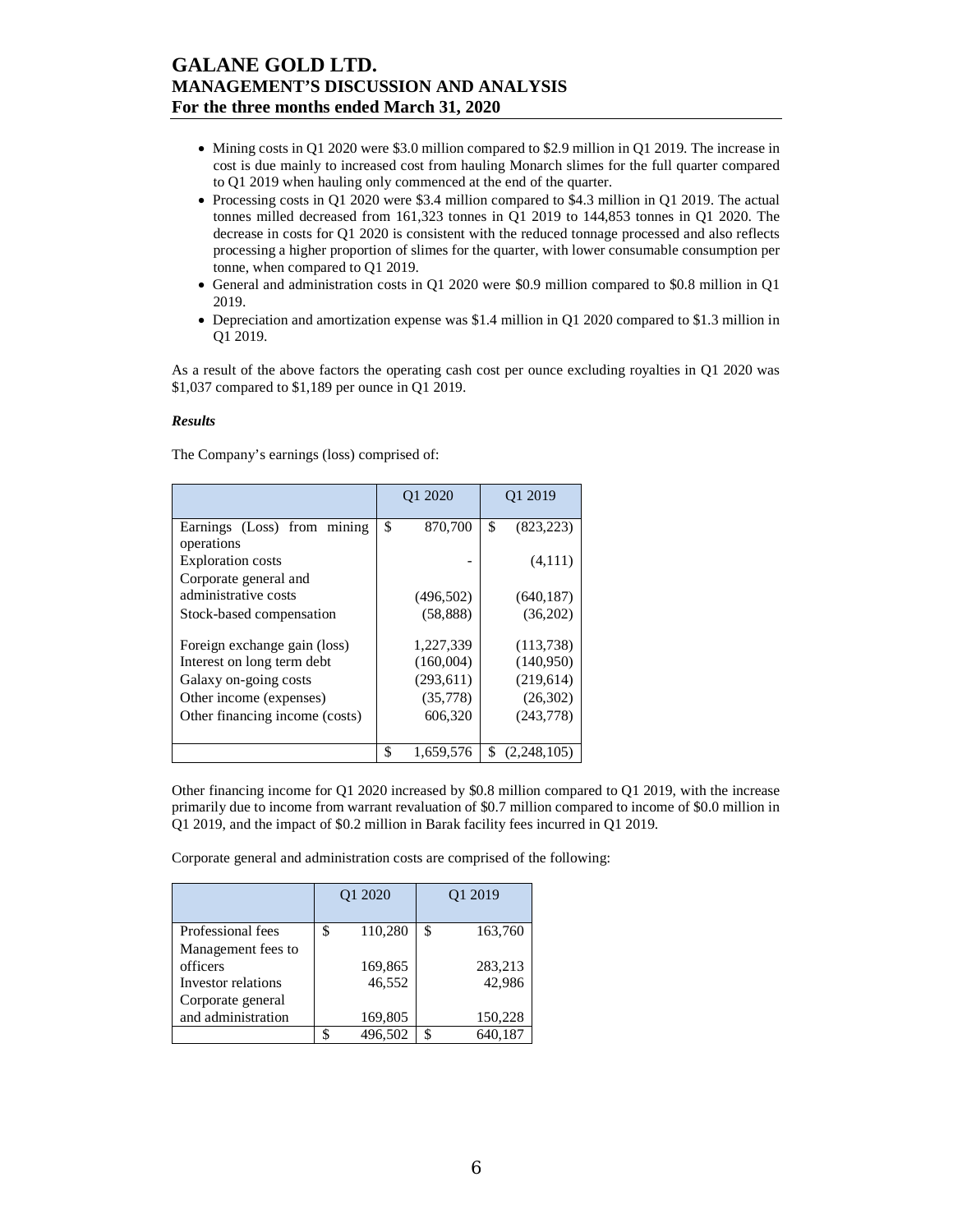- Mining costs in Q1 2020 were $3.0 million compared to $2.9 million in Q1 2019. The increase in cost is due mainly to increased cost from hauling Monarch slimes for the full quarter compared to Q1 2019 when hauling only commenced at the end of the quarter.
- Processing costs in Q1 2020 were $3.4 million compared to $4.3 million in Q1 2019. The actual tonnes milled decreased from 161,323 tonnes in Q1 2019 to 144,853 tonnes in Q1 2020. The decrease in costs for Q1 2020 is consistent with the reduced tonnage processed and also reflects processing a higher proportion of slimes for the quarter, with lower consumable consumption per tonne, when compared to Q1 2019.
- General and administration costs in Q1 2020 were $0.9 million compared to $0.8 million in Q1 2019.
- Depreciation and amortization expense was $1.4 million in Q1 2020 compared to $1.3 million in Q1 2019.

As a result of the above factors the operating cash cost per ounce excluding royalties in Q1 2020 was $1,037 compared to $1,189 per ounce in Q1 2019.

***Results***

The Company's earnings (loss) comprised of:

| | Q1 2020 | Q1 2019 |
|---|---|---|
| Earnings (Loss) from mining operations | $ 870,700 | $ (823,223) |
| Exploration costs | - | (4,111) |
| Corporate general and administrative costs | (496,502) | (640,187) |
| Stock-based compensation | (58,888) | (36,202) |
| Foreign exchange gain (loss) | 1,227,339 | (113,738) |
| Interest on long term debt | (160,004) | (140,950) |
| Galaxy on-going costs | (293,611) | (219,614) |
| Other income (expenses) | (35,778) | (26,302) |
| Other financing income (costs) | 606,320 | (243,778) |
| | $ 1,659,576 | $ (2,248,105) |

Other financing income for Q1 2020 increased by $0.8 million compared to Q1 2019, with the increase primarily due to income from warrant revaluation of $0.7 million compared to income of $0.0 million in Q1 2019, and the impact of $0.2 million in Barak facility fees incurred in Q1 2019.

Corporate general and administration costs are comprised of the following:

| | Q1 2020 | Q1 2019 |
|---|---|---|
| Professional fees | $ 110,280 | $ 163,760 |
| Management fees to officers | 169,865 | 283,213 |
| Investor relations | 46,552 | 42,986 |
| Corporate general and administration | 169,805 | 150,228 |
| | $ 496,502 | $ 640,187 |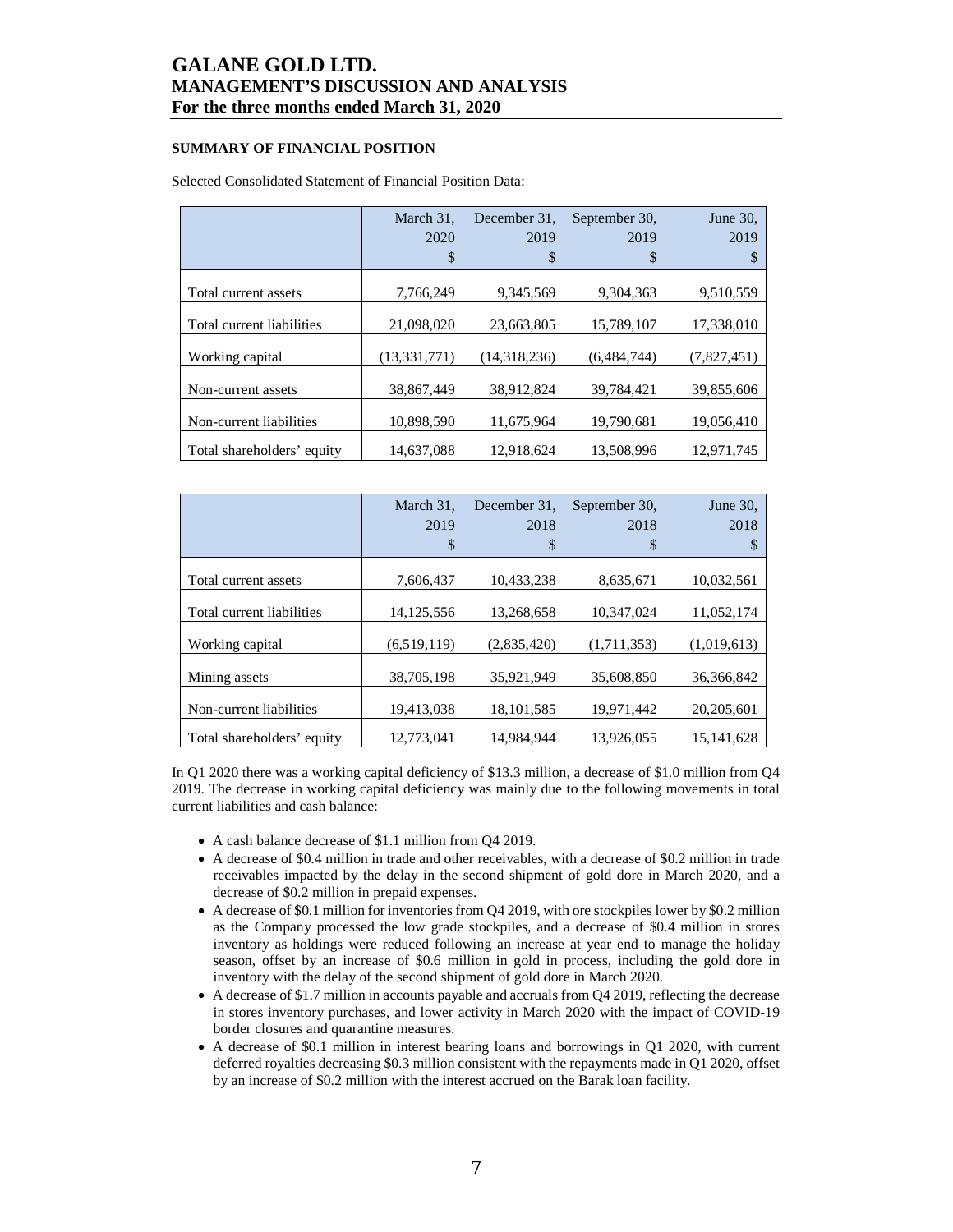## SUMMARY OF FINANCIAL POSITION

Selected Consolidated Statement of Financial Position Data:

| | March 31, 2020 $ | December 31, 2019 $ | September 30, 2019 $ | June 30, 2019 $ |
|---|---|---|---|---|
| Total current assets | 7,766,249 | 9,345,569 | 9,304,363 | 9,510,559 |
| Total current liabilities | 21,098,020 | 23,663,805 | 15,789,107 | 17,338,010 |
| Working capital | (13,331,771) | (14,318,236) | (6,484,744) | (7,827,451) |
| Non-current assets | 38,867,449 | 38,912,824 | 39,784,421 | 39,855,606 |
| Non-current liabilities | 10,898,590 | 11,675,964 | 19,790,681 | 19,056,410 |
| Total shareholders' equity | 14,637,088 | 12,918,624 | 13,508,996 | 12,971,745 |

| | March 31, 2019 $ | December 31, 2018 $ | September 30, 2018 $ | June 30, 2018 $ |
|---|---|---|---|---|
| Total current assets | 7,606,437 | 10,433,238 | 8,635,671 | 10,032,561 |
| Total current liabilities | 14,125,556 | 13,268,658 | 10,347,024 | 11,052,174 |
| Working capital | (6,519,119) | (2,835,420) | (1,711,353) | (1,019,613) |
| Mining assets | 38,705,198 | 35,921,949 | 35,608,850 | 36,366,842 |
| Non-current liabilities | 19,413,038 | 18,101,585 | 19,971,442 | 20,205,601 |
| Total shareholders' equity | 12,773,041 | 14,984,944 | 13,926,055 | 15,141,628 |

In Q1 2020 there was a working capital deficiency of $13.3 million, a decrease of $1.0 million from Q4 2019. The decrease in working capital deficiency was mainly due to the following movements in total current liabilities and cash balance:

- A cash balance decrease of $1.1 million from Q4 2019.
- A decrease of $0.4 million in trade and other receivables, with a decrease of $0.2 million in trade receivables impacted by the delay in the second shipment of gold dore in March 2020, and a decrease of $0.2 million in prepaid expenses.
- A decrease of $0.1 million for inventories from Q4 2019, with ore stockpiles lower by $0.2 million as the Company processed the low grade stockpiles, and a decrease of $0.4 million in stores inventory as holdings were reduced following an increase at year end to manage the holiday season, offset by an increase of $0.6 million in gold in process, including the gold dore in inventory with the delay of the second shipment of gold dore in March 2020.
- A decrease of $1.7 million in accounts payable and accruals from Q4 2019, reflecting the decrease in stores inventory purchases, and lower activity in March 2020 with the impact of COVID-19 border closures and quarantine measures.
- A decrease of $0.1 million in interest bearing loans and borrowings in Q1 2020, with current deferred royalties decreasing $0.3 million consistent with the repayments made in Q1 2020, offset by an increase of $0.2 million with the interest accrued on the Barak loan facility.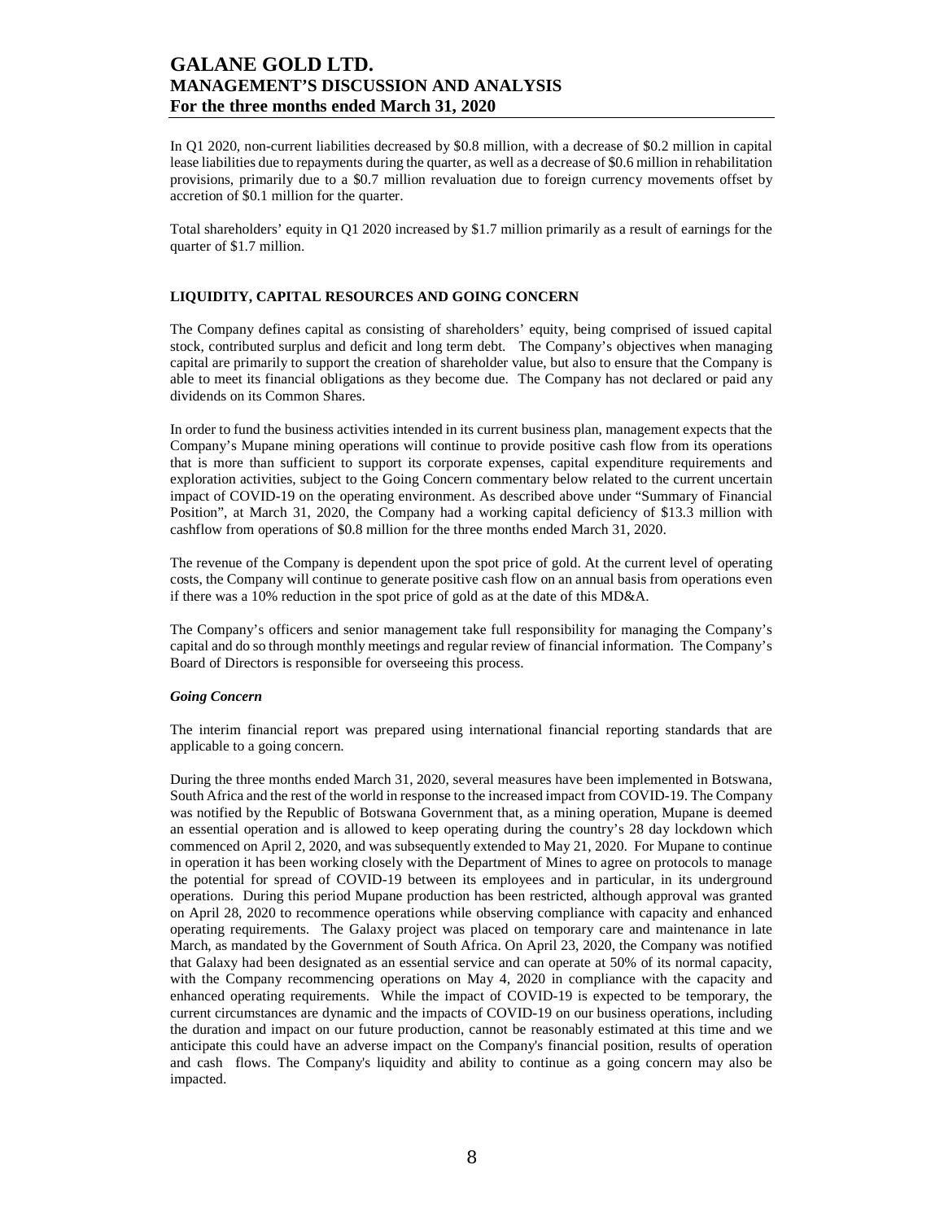In Q1 2020, non-current liabilities decreased by $0.8 million, with a decrease of $0.2 million in capital lease liabilities due to repayments during the quarter, as well as a decrease of $0.6 million in rehabilitation provisions, primarily due to a $0.7 million revaluation due to foreign currency movements offset by accretion of $0.1 million for the quarter.

Total shareholders' equity in Q1 2020 increased by $1.7 million primarily as a result of earnings for the quarter of $1.7 million.

## LIQUIDITY, CAPITAL RESOURCES AND GOING CONCERN

The Company defines capital as consisting of shareholders' equity, being comprised of issued capital stock, contributed surplus and deficit and long term debt. The Company's objectives when managing capital are primarily to support the creation of shareholder value, but also to ensure that the Company is able to meet its financial obligations as they become due. The Company has not declared or paid any dividends on its Common Shares.

In order to fund the business activities intended in its current business plan, management expects that the Company's Mupane mining operations will continue to provide positive cash flow from its operations that is more than sufficient to support its corporate expenses, capital expenditure requirements and exploration activities, subject to the Going Concern commentary below related to the current uncertain impact of COVID-19 on the operating environment. As described above under "Summary of Financial Position", at March 31, 2020, the Company had a working capital deficiency of $13.3 million with cashflow from operations of $0.8 million for the three months ended March 31, 2020.

The revenue of the Company is dependent upon the spot price of gold. At the current level of operating costs, the Company will continue to generate positive cash flow on an annual basis from operations even if there was a 10% reduction in the spot price of gold as at the date of this MD&A.

The Company's officers and senior management take full responsibility for managing the Company's capital and do so through monthly meetings and regular review of financial information. The Company's Board of Directors is responsible for overseeing this process.

### *Going Concern*

The interim financial report was prepared using international financial reporting standards that are applicable to a going concern.

During the three months ended March 31, 2020, several measures have been implemented in Botswana, South Africa and the rest of the world in response to the increased impact from COVID-19. The Company was notified by the Republic of Botswana Government that, as a mining operation, Mupane is deemed an essential operation and is allowed to keep operating during the country's 28 day lockdown which commenced on April 2, 2020, and was subsequently extended to May 21, 2020. For Mupane to continue in operation it has been working closely with the Department of Mines to agree on protocols to manage the potential for spread of COVID-19 between its employees and in particular, in its underground operations. During this period Mupane production has been restricted, although approval was granted on April 28, 2020 to recommence operations while observing compliance with capacity and enhanced operating requirements. The Galaxy project was placed on temporary care and maintenance in late March, as mandated by the Government of South Africa. On April 23, 2020, the Company was notified that Galaxy had been designated as an essential service and can operate at 50% of its normal capacity, with the Company recommencing operations on May 4, 2020 in compliance with the capacity and enhanced operating requirements. While the impact of COVID-19 is expected to be temporary, the current circumstances are dynamic and the impacts of COVID-19 on our business operations, including the duration and impact on our future production, cannot be reasonably estimated at this time and we anticipate this could have an adverse impact on the Company's financial position, results of operation and cash flows. The Company's liquidity and ability to continue as a going concern may also be impacted.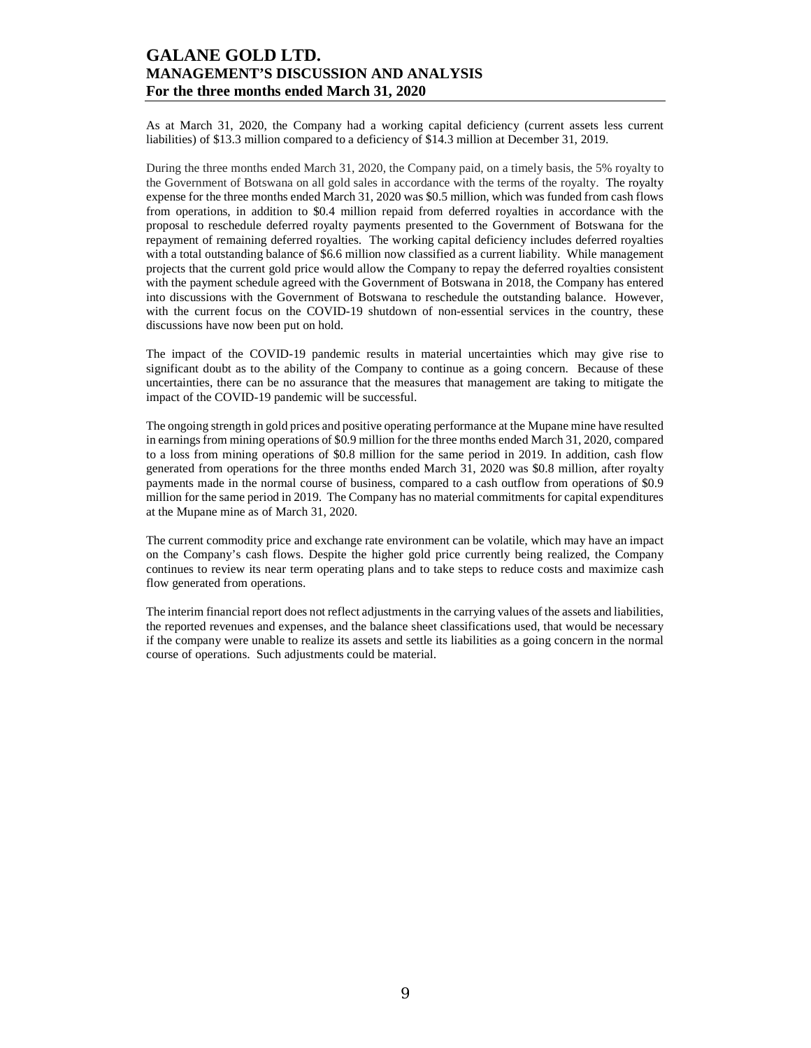As at March 31, 2020, the Company had a working capital deficiency (current assets less current liabilities) of $13.3 million compared to a deficiency of $14.3 million at December 31, 2019.

During the three months ended March 31, 2020, the Company paid, on a timely basis, the 5% royalty to the Government of Botswana on all gold sales in accordance with the terms of the royalty. The royalty expense for the three months ended March 31, 2020 was $0.5 million, which was funded from cash flows from operations, in addition to $0.4 million repaid from deferred royalties in accordance with the proposal to reschedule deferred royalty payments presented to the Government of Botswana for the repayment of remaining deferred royalties. The working capital deficiency includes deferred royalties with a total outstanding balance of $6.6 million now classified as a current liability. While management projects that the current gold price would allow the Company to repay the deferred royalties consistent with the payment schedule agreed with the Government of Botswana in 2018, the Company has entered into discussions with the Government of Botswana to reschedule the outstanding balance. However, with the current focus on the COVID-19 shutdown of non-essential services in the country, these discussions have now been put on hold.

The impact of the COVID-19 pandemic results in material uncertainties which may give rise to significant doubt as to the ability of the Company to continue as a going concern. Because of these uncertainties, there can be no assurance that the measures that management are taking to mitigate the impact of the COVID-19 pandemic will be successful.

The ongoing strength in gold prices and positive operating performance at the Mupane mine have resulted in earnings from mining operations of $0.9 million for the three months ended March 31, 2020, compared to a loss from mining operations of $0.8 million for the same period in 2019. In addition, cash flow generated from operations for the three months ended March 31, 2020 was $0.8 million, after royalty payments made in the normal course of business, compared to a cash outflow from operations of $0.9 million for the same period in 2019. The Company has no material commitments for capital expenditures at the Mupane mine as of March 31, 2020.

The current commodity price and exchange rate environment can be volatile, which may have an impact on the Company's cash flows. Despite the higher gold price currently being realized, the Company continues to review its near term operating plans and to take steps to reduce costs and maximize cash flow generated from operations.

The interim financial report does not reflect adjustments in the carrying values of the assets and liabilities, the reported revenues and expenses, and the balance sheet classifications used, that would be necessary if the company were unable to realize its assets and settle its liabilities as a going concern in the normal course of operations. Such adjustments could be material.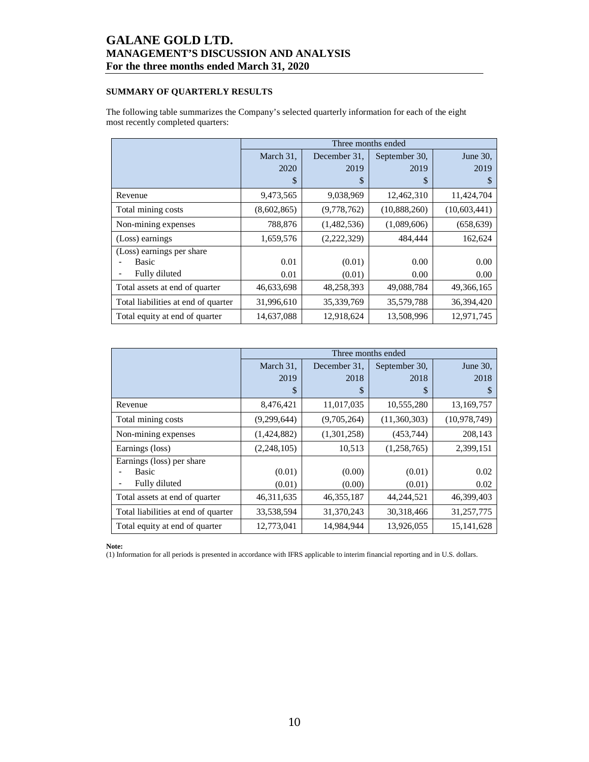## SUMMARY OF QUARTERLY RESULTS

The following table summarizes the Company's selected quarterly information for each of the eight most recently completed quarters:

| | Three months ended | | | |
|---|---|---|---|---|
| | March 31, 2020 $ | December 31, 2019 $ | September 30, 2019 $ | June 30, 2019 $ |
| Revenue | 9,473,565 | 9,038,969 | 12,462,310 | 11,424,704 |
| Total mining costs | (8,602,865) | (9,778,762) | (10,888,260) | (10,603,441) |
| Non-mining expenses | 788,876 | (1,482,536) | (1,089,606) | (658,639) |
| (Loss) earnings | 1,659,576 | (2,222,329) | 484,444 | 162,624 |
| (Loss) earnings per share | | | | |
| - Basic | 0.01 | (0.01) | 0.00 | 0.00 |
| - Fully diluted | 0.01 | (0.01) | 0.00 | 0.00 |
| Total assets at end of quarter | 46,633,698 | 48,258,393 | 49,088,784 | 49,366,165 |
| Total liabilities at end of quarter | 31,996,610 | 35,339,769 | 35,579,788 | 36,394,420 |
| Total equity at end of quarter | 14,637,088 | 12,918,624 | 13,508,996 | 12,971,745 |

| | Three months ended | | | |
|---|---|---|---|---|
| | March 31, 2019 $ | December 31, 2018 $ | September 30, 2018 $ | June 30, 2018 $ |
| Revenue | 8,476,421 | 11,017,035 | 10,555,280 | 13,169,757 |
| Total mining costs | (9,299,644) | (9,705,264) | (11,360,303) | (10,978,749) |
| Non-mining expenses | (1,424,882) | (1,301,258) | (453,744) | 208,143 |
| Earnings (loss) | (2,248,105) | 10,513 | (1,258,765) | 2,399,151 |
| Earnings (loss) per share | | | | |
| - Basic | (0.01) | (0.00) | (0.01) | 0.02 |
| - Fully diluted | (0.01) | (0.00) | (0.01) | 0.02 |
| Total assets at end of quarter | 46,311,635 | 46,355,187 | 44,244,521 | 46,399,403 |
| Total liabilities at end of quarter | 33,538,594 | 31,370,243 | 30,318,466 | 31,257,775 |
| Total equity at end of quarter | 12,773,041 | 14,984,944 | 13,926,055 | 15,141,628 |

**Note:**
(1) Information for all periods is presented in accordance with IFRS applicable to interim financial reporting and in U.S. dollars.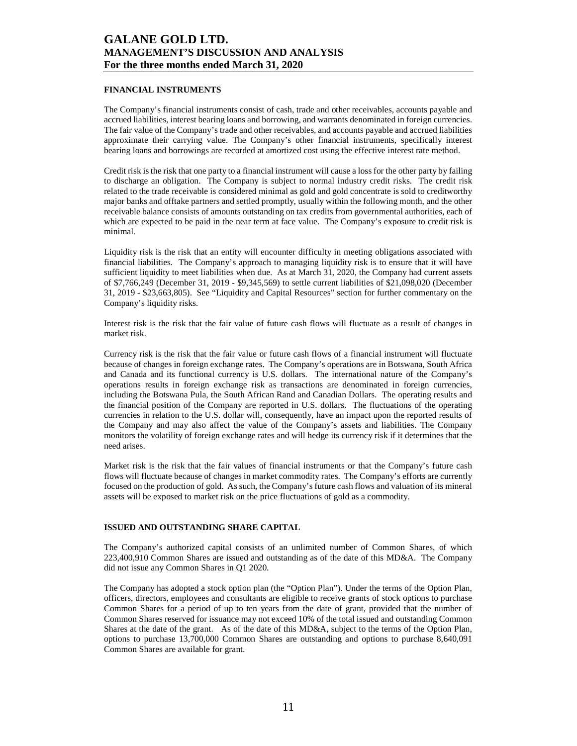## FINANCIAL INSTRUMENTS

The Company's financial instruments consist of cash, trade and other receivables, accounts payable and accrued liabilities, interest bearing loans and borrowing, and warrants denominated in foreign currencies. The fair value of the Company's trade and other receivables, and accounts payable and accrued liabilities approximate their carrying value. The Company's other financial instruments, specifically interest bearing loans and borrowings are recorded at amortized cost using the effective interest rate method.

Credit risk is the risk that one party to a financial instrument will cause a loss for the other party by failing to discharge an obligation. The Company is subject to normal industry credit risks. The credit risk related to the trade receivable is considered minimal as gold and gold concentrate is sold to creditworthy major banks and offtake partners and settled promptly, usually within the following month, and the other receivable balance consists of amounts outstanding on tax credits from governmental authorities, each of which are expected to be paid in the near term at face value. The Company's exposure to credit risk is minimal.

Liquidity risk is the risk that an entity will encounter difficulty in meeting obligations associated with financial liabilities. The Company's approach to managing liquidity risk is to ensure that it will have sufficient liquidity to meet liabilities when due. As at March 31, 2020, the Company had current assets of $7,766,249 (December 31, 2019 - $9,345,569) to settle current liabilities of $21,098,020 (December 31, 2019 - $23,663,805). See "Liquidity and Capital Resources" section for further commentary on the Company's liquidity risks.

Interest risk is the risk that the fair value of future cash flows will fluctuate as a result of changes in market risk.

Currency risk is the risk that the fair value or future cash flows of a financial instrument will fluctuate because of changes in foreign exchange rates. The Company's operations are in Botswana, South Africa and Canada and its functional currency is U.S. dollars. The international nature of the Company's operations results in foreign exchange risk as transactions are denominated in foreign currencies, including the Botswana Pula, the South African Rand and Canadian Dollars. The operating results and the financial position of the Company are reported in U.S. dollars. The fluctuations of the operating currencies in relation to the U.S. dollar will, consequently, have an impact upon the reported results of the Company and may also affect the value of the Company's assets and liabilities. The Company monitors the volatility of foreign exchange rates and will hedge its currency risk if it determines that the need arises.

Market risk is the risk that the fair values of financial instruments or that the Company's future cash flows will fluctuate because of changes in market commodity rates. The Company's efforts are currently focused on the production of gold. As such, the Company's future cash flows and valuation of its mineral assets will be exposed to market risk on the price fluctuations of gold as a commodity.

## ISSUED AND OUTSTANDING SHARE CAPITAL

The Company's authorized capital consists of an unlimited number of Common Shares, of which 223,400,910 Common Shares are issued and outstanding as of the date of this MD&A. The Company did not issue any Common Shares in Q1 2020.

The Company has adopted a stock option plan (the "Option Plan"). Under the terms of the Option Plan, officers, directors, employees and consultants are eligible to receive grants of stock options to purchase Common Shares for a period of up to ten years from the date of grant, provided that the number of Common Shares reserved for issuance may not exceed 10% of the total issued and outstanding Common Shares at the date of the grant. As of the date of this MD&A, subject to the terms of the Option Plan, options to purchase 13,700,000 Common Shares are outstanding and options to purchase 8,640,091 Common Shares are available for grant.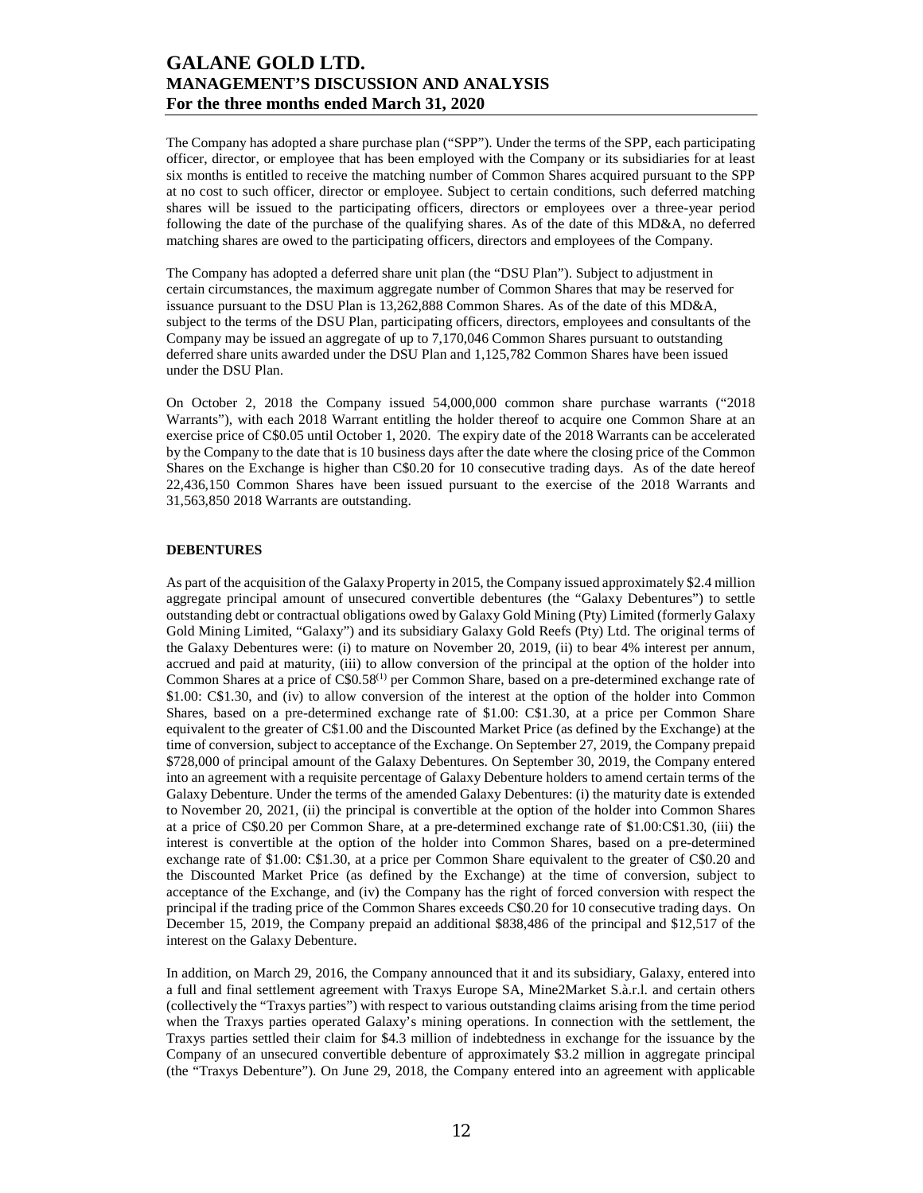The Company has adopted a share purchase plan ("SPP"). Under the terms of the SPP, each participating officer, director, or employee that has been employed with the Company or its subsidiaries for at least six months is entitled to receive the matching number of Common Shares acquired pursuant to the SPP at no cost to such officer, director or employee. Subject to certain conditions, such deferred matching shares will be issued to the participating officers, directors or employees over a three-year period following the date of the purchase of the qualifying shares. As of the date of this MD&A, no deferred matching shares are owed to the participating officers, directors and employees of the Company.

The Company has adopted a deferred share unit plan (the "DSU Plan"). Subject to adjustment in certain circumstances, the maximum aggregate number of Common Shares that may be reserved for issuance pursuant to the DSU Plan is 13,262,888 Common Shares. As of the date of this MD&A, subject to the terms of the DSU Plan, participating officers, directors, employees and consultants of the Company may be issued an aggregate of up to 7,170,046 Common Shares pursuant to outstanding deferred share units awarded under the DSU Plan and 1,125,782 Common Shares have been issued under the DSU Plan.

On October 2, 2018 the Company issued 54,000,000 common share purchase warrants ("2018 Warrants"), with each 2018 Warrant entitling the holder thereof to acquire one Common Share at an exercise price of C$0.05 until October 1, 2020. The expiry date of the 2018 Warrants can be accelerated by the Company to the date that is 10 business days after the date where the closing price of the Common Shares on the Exchange is higher than C$0.20 for 10 consecutive trading days. As of the date hereof 22,436,150 Common Shares have been issued pursuant to the exercise of the 2018 Warrants and 31,563,850 2018 Warrants are outstanding.

## DEBENTURES

As part of the acquisition of the Galaxy Property in 2015, the Company issued approximately $2.4 million aggregate principal amount of unsecured convertible debentures (the "Galaxy Debentures") to settle outstanding debt or contractual obligations owed by Galaxy Gold Mining (Pty) Limited (formerly Galaxy Gold Mining Limited, "Galaxy") and its subsidiary Galaxy Gold Reefs (Pty) Ltd. The original terms of the Galaxy Debentures were: (i) to mature on November 20, 2019, (ii) to bear 4% interest per annum, accrued and paid at maturity, (iii) to allow conversion of the principal at the option of the holder into Common Shares at a price of C$0.58[(1)] per Common Share, based on a pre-determined exchange rate of $1.00: C$1.30, and (iv) to allow conversion of the interest at the option of the holder into Common Shares, based on a pre-determined exchange rate of $1.00: C$1.30, at a price per Common Share equivalent to the greater of C$1.00 and the Discounted Market Price (as defined by the Exchange) at the time of conversion, subject to acceptance of the Exchange. On September 27, 2019, the Company prepaid $728,000 of principal amount of the Galaxy Debentures. On September 30, 2019, the Company entered into an agreement with a requisite percentage of Galaxy Debenture holders to amend certain terms of the Galaxy Debenture. Under the terms of the amended Galaxy Debentures: (i) the maturity date is extended to November 20, 2021, (ii) the principal is convertible at the option of the holder into Common Shares at a price of C$0.20 per Common Share, at a pre-determined exchange rate of $1.00:C$1.30, (iii) the interest is convertible at the option of the holder into Common Shares, based on a pre-determined exchange rate of $1.00: C$1.30, at a price per Common Share equivalent to the greater of C$0.20 and the Discounted Market Price (as defined by the Exchange) at the time of conversion, subject to acceptance of the Exchange, and (iv) the Company has the right of forced conversion with respect the principal if the trading price of the Common Shares exceeds C$0.20 for 10 consecutive trading days. On December 15, 2019, the Company prepaid an additional $838,486 of the principal and $12,517 of the interest on the Galaxy Debenture.

In addition, on March 29, 2016, the Company announced that it and its subsidiary, Galaxy, entered into a full and final settlement agreement with Traxys Europe SA, Mine2Market S.à.r.l. and certain others (collectively the "Traxys parties") with respect to various outstanding claims arising from the time period when the Traxys parties operated Galaxy's mining operations. In connection with the settlement, the Traxys parties settled their claim for $4.3 million of indebtedness in exchange for the issuance by the Company of an unsecured convertible debenture of approximately $3.2 million in aggregate principal (the "Traxys Debenture"). On June 29, 2018, the Company entered into an agreement with applicable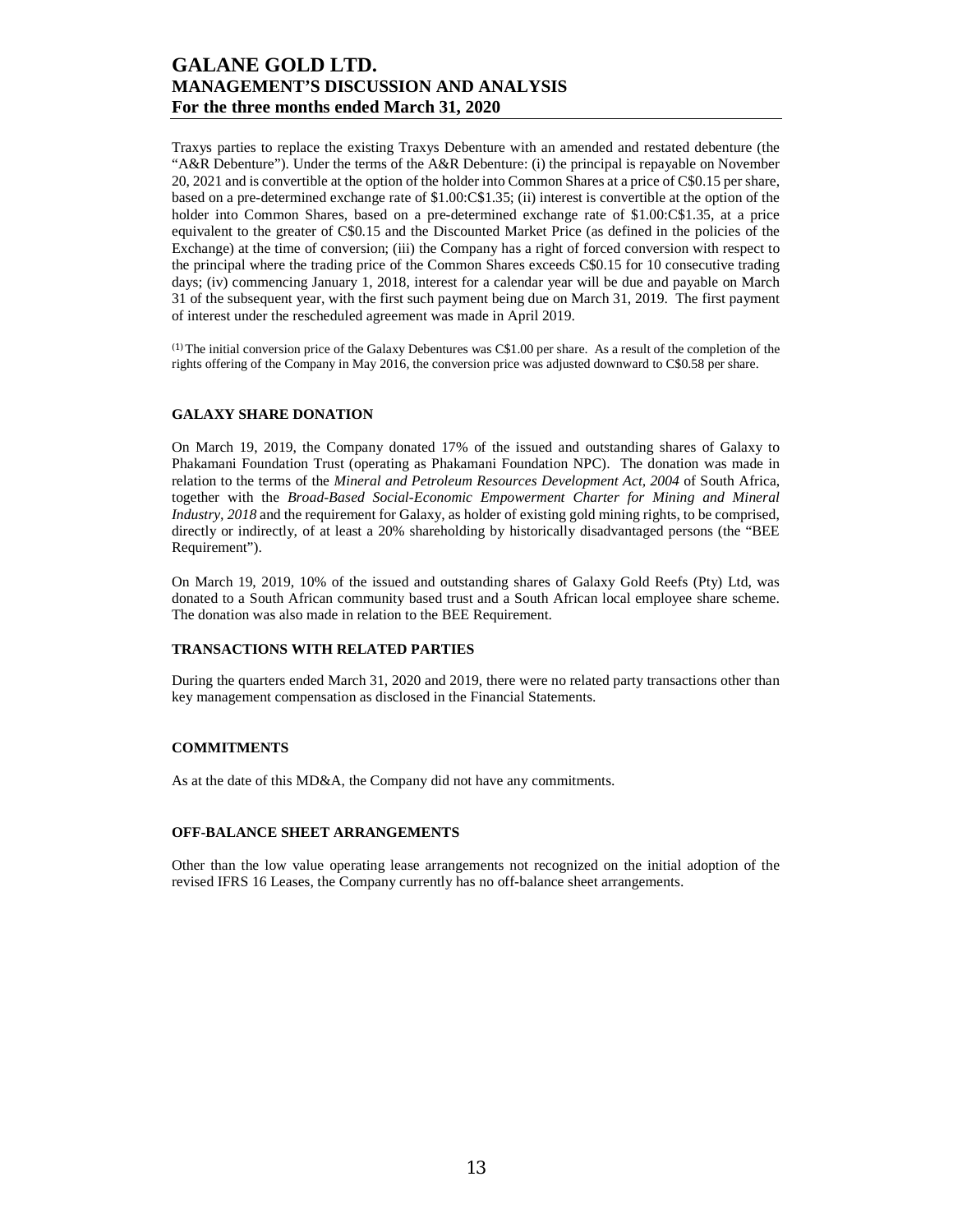Traxys parties to replace the existing Traxys Debenture with an amended and restated debenture (the "A&R Debenture"). Under the terms of the A&R Debenture: (i) the principal is repayable on November 20, 2021 and is convertible at the option of the holder into Common Shares at a price of C$0.15 per share, based on a pre-determined exchange rate of $1.00:C$1.35; (ii) interest is convertible at the option of the holder into Common Shares, based on a pre-determined exchange rate of $1.00:C$1.35, at a price equivalent to the greater of C$0.15 and the Discounted Market Price (as defined in the policies of the Exchange) at the time of conversion; (iii) the Company has a right of forced conversion with respect to the principal where the trading price of the Common Shares exceeds C$0.15 for 10 consecutive trading days; (iv) commencing January 1, 2018, interest for a calendar year will be due and payable on March 31 of the subsequent year, with the first such payment being due on March 31, 2019. The first payment of interest under the rescheduled agreement was made in April 2019.

(1) The initial conversion price of the Galaxy Debentures was C$1.00 per share. As a result of the completion of the rights offering of the Company in May 2016, the conversion price was adjusted downward to C$0.58 per share.

## GALAXY SHARE DONATION

On March 19, 2019, the Company donated 17% of the issued and outstanding shares of Galaxy to Phakamani Foundation Trust (operating as Phakamani Foundation NPC). The donation was made in relation to the terms of the *Mineral and Petroleum Resources Development Act, 2004* of South Africa, together with the *Broad-Based Social-Economic Empowerment Charter for Mining and Mineral Industry, 2018* and the requirement for Galaxy, as holder of existing gold mining rights, to be comprised, directly or indirectly, of at least a 20% shareholding by historically disadvantaged persons (the "BEE Requirement").

On March 19, 2019, 10% of the issued and outstanding shares of Galaxy Gold Reefs (Pty) Ltd, was donated to a South African community based trust and a South African local employee share scheme. The donation was also made in relation to the BEE Requirement.

## TRANSACTIONS WITH RELATED PARTIES

During the quarters ended March 31, 2020 and 2019, there were no related party transactions other than key management compensation as disclosed in the Financial Statements.

## COMMITMENTS

As at the date of this MD&A, the Company did not have any commitments.

## OFF-BALANCE SHEET ARRANGEMENTS

Other than the low value operating lease arrangements not recognized on the initial adoption of the revised IFRS 16 Leases, the Company currently has no off-balance sheet arrangements.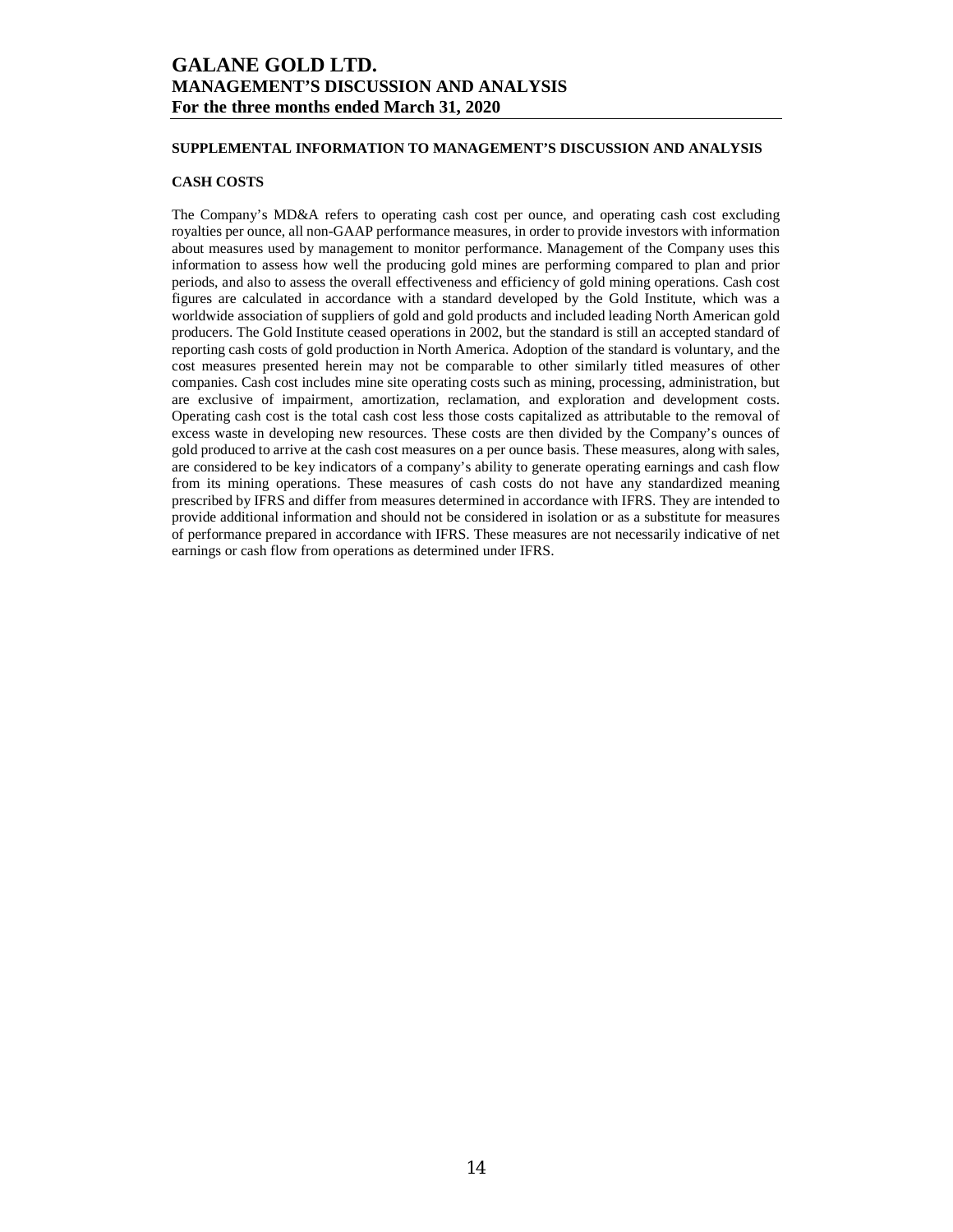## SUPPLEMENTAL INFORMATION TO MANAGEMENT'S DISCUSSION AND ANALYSIS

### CASH COSTS

The Company's MD&A refers to operating cash cost per ounce, and operating cash cost excluding royalties per ounce, all non-GAAP performance measures, in order to provide investors with information about measures used by management to monitor performance. Management of the Company uses this information to assess how well the producing gold mines are performing compared to plan and prior periods, and also to assess the overall effectiveness and efficiency of gold mining operations. Cash cost figures are calculated in accordance with a standard developed by the Gold Institute, which was a worldwide association of suppliers of gold and gold products and included leading North American gold producers. The Gold Institute ceased operations in 2002, but the standard is still an accepted standard of reporting cash costs of gold production in North America. Adoption of the standard is voluntary, and the cost measures presented herein may not be comparable to other similarly titled measures of other companies. Cash cost includes mine site operating costs such as mining, processing, administration, but are exclusive of impairment, amortization, reclamation, and exploration and development costs. Operating cash cost is the total cash cost less those costs capitalized as attributable to the removal of excess waste in developing new resources. These costs are then divided by the Company's ounces of gold produced to arrive at the cash cost measures on a per ounce basis. These measures, along with sales, are considered to be key indicators of a company's ability to generate operating earnings and cash flow from its mining operations. These measures of cash costs do not have any standardized meaning prescribed by IFRS and differ from measures determined in accordance with IFRS. They are intended to provide additional information and should not be considered in isolation or as a substitute for measures of performance prepared in accordance with IFRS. These measures are not necessarily indicative of net earnings or cash flow from operations as determined under IFRS.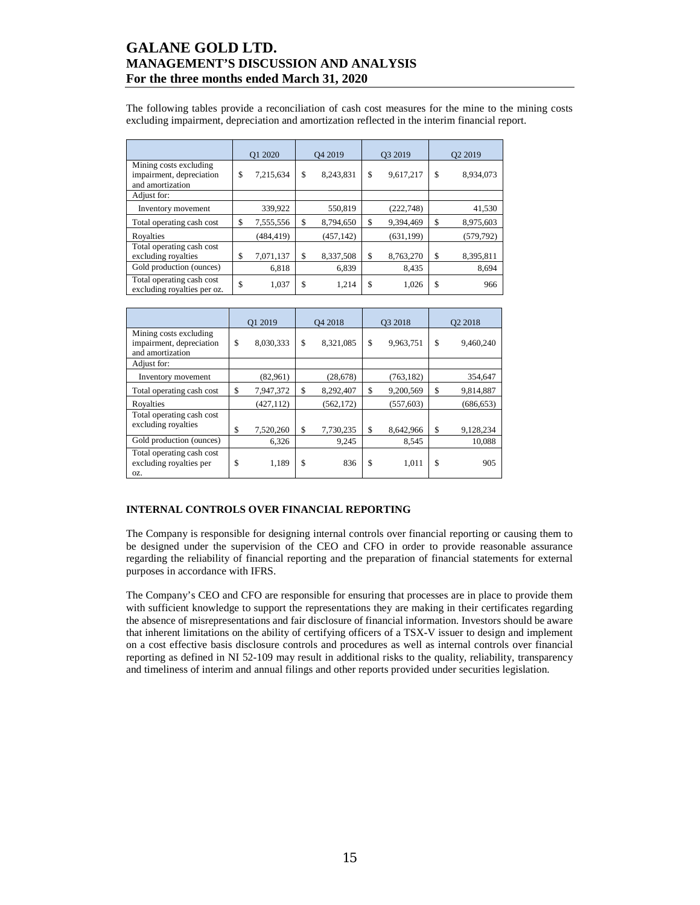The following tables provide a reconciliation of cash cost measures for the mine to the mining costs excluding impairment, depreciation and amortization reflected in the interim financial report.

| | Q1 2020 | Q4 2019 | Q3 2019 | Q2 2019 |
|---|---|---|---|---|
| Mining costs excluding impairment, depreciation and amortization | $ 7,215,634 | $ 8,243,831 | $ 9,617,217 | $ 8,934,073 |
| Adjust for: | | | | |
| Inventory movement | 339,922 | 550,819 | (222,748) | 41,530 |
| Total operating cash cost | $ 7,555,556 | $ 8,794,650 | $ 9,394,469 | $ 8,975,603 |
| Royalties | (484,419) | (457,142) | (631,199) | (579,792) |
| Total operating cash cost excluding royalties | $ 7,071,137 | $ 8,337,508 | $ 8,763,270 | $ 8,395,811 |
| Gold production (ounces) | 6,818 | 6,839 | 8,435 | 8,694 |
| Total operating cash cost excluding royalties per oz. | $ 1,037 | $ 1,214 | $ 1,026 | $ 966 |

| | Q1 2019 | Q4 2018 | Q3 2018 | Q2 2018 |
|---|---|---|---|---|
| Mining costs excluding impairment, depreciation and amortization | $ 8,030,333 | $ 8,321,085 | $ 9,963,751 | $ 9,460,240 |
| Adjust for: | | | | |
| Inventory movement | (82,961) | (28,678) | (763,182) | 354,647 |
| Total operating cash cost | $ 7,947,372 | $ 8,292,407 | $ 9,200,569 | $ 9,814,887 |
| Royalties | (427,112) | (562,172) | (557,603) | (686,653) |
| Total operating cash cost excluding royalties | $ 7,520,260 | $ 7,730,235 | $ 8,642,966 | $ 9,128,234 |
| Gold production (ounces) | 6,326 | 9,245 | 8,545 | 10,088 |
| Total operating cash cost excluding royalties per oz. | $ 1,189 | $ 836 | $ 1,011 | $ 905 |

## INTERNAL CONTROLS OVER FINANCIAL REPORTING

The Company is responsible for designing internal controls over financial reporting or causing them to be designed under the supervision of the CEO and CFO in order to provide reasonable assurance regarding the reliability of financial reporting and the preparation of financial statements for external purposes in accordance with IFRS.

The Company's CEO and CFO are responsible for ensuring that processes are in place to provide them with sufficient knowledge to support the representations they are making in their certificates regarding the absence of misrepresentations and fair disclosure of financial information. Investors should be aware that inherent limitations on the ability of certifying officers of a TSX-V issuer to design and implement on a cost effective basis disclosure controls and procedures as well as internal controls over financial reporting as defined in NI 52-109 may result in additional risks to the quality, reliability, transparency and timeliness of interim and annual filings and other reports provided under securities legislation.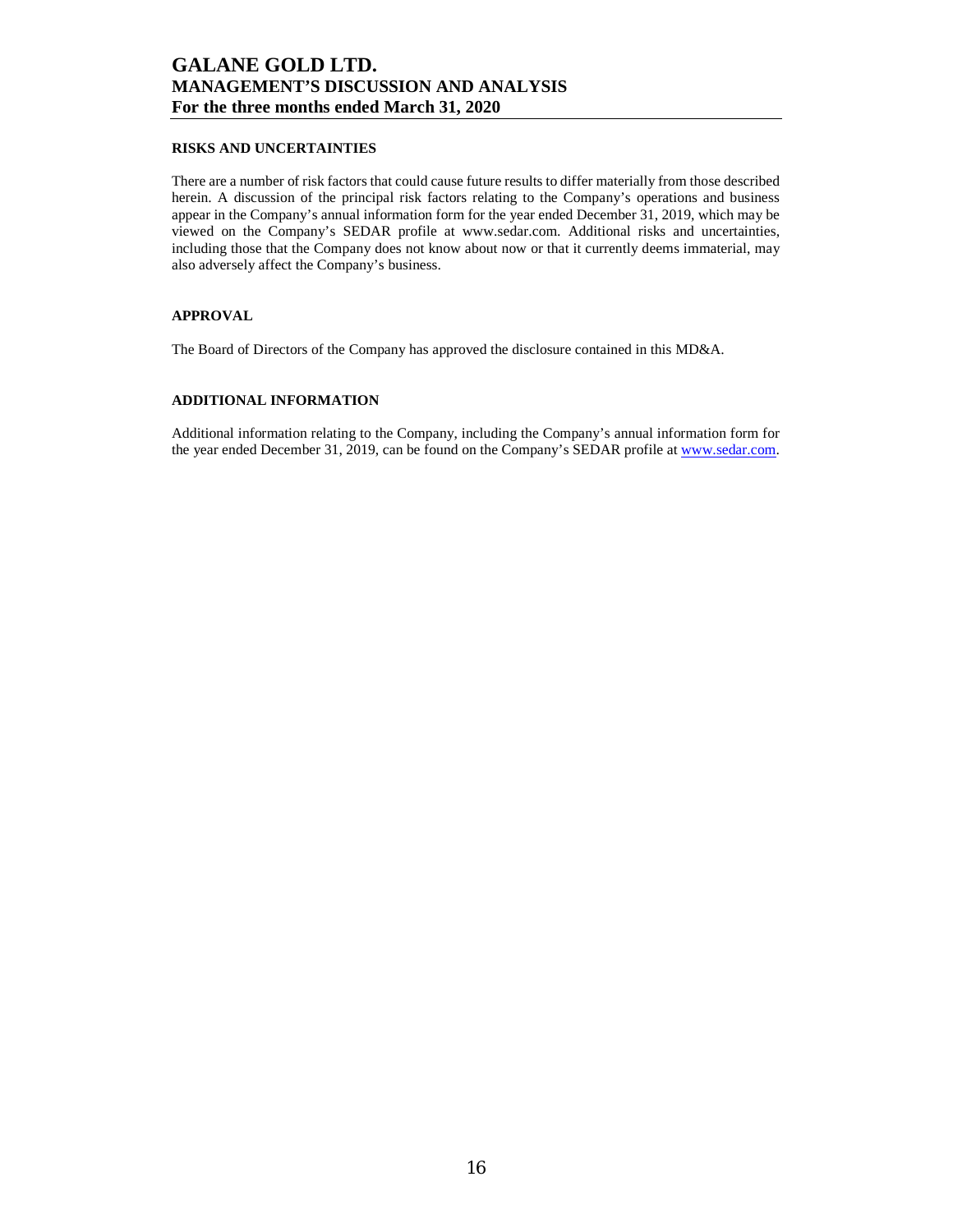## RISKS AND UNCERTAINTIES

There are a number of risk factors that could cause future results to differ materially from those described herein. A discussion of the principal risk factors relating to the Company's operations and business appear in the Company's annual information form for the year ended December 31, 2019, which may be viewed on the Company's SEDAR profile at www.sedar.com. Additional risks and uncertainties, including those that the Company does not know about now or that it currently deems immaterial, may also adversely affect the Company's business.

## APPROVAL

The Board of Directors of the Company has approved the disclosure contained in this MD&A.

## ADDITIONAL INFORMATION

Additional information relating to the Company, including the Company's annual information form for the year ended December 31, 2019, can be found on the Company's SEDAR profile at www.sedar.com.